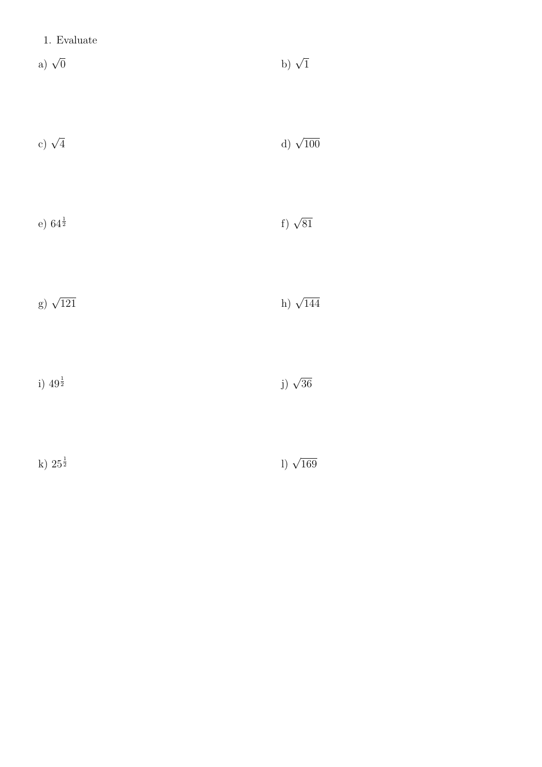1. Evaluate

a) $\sqrt{0}$

b) $\sqrt{1}$

c) $\sqrt{4}$

d) $\sqrt{100}$

e) $64^{\frac{1}{2}}$

f) $\sqrt{81}$

g) $\sqrt{121}$

h) $\sqrt{144}$

i) $49^{\frac{1}{2}}$

j) $\sqrt{36}$

k) $25^{\frac{1}{2}}$

l) $\sqrt{169}$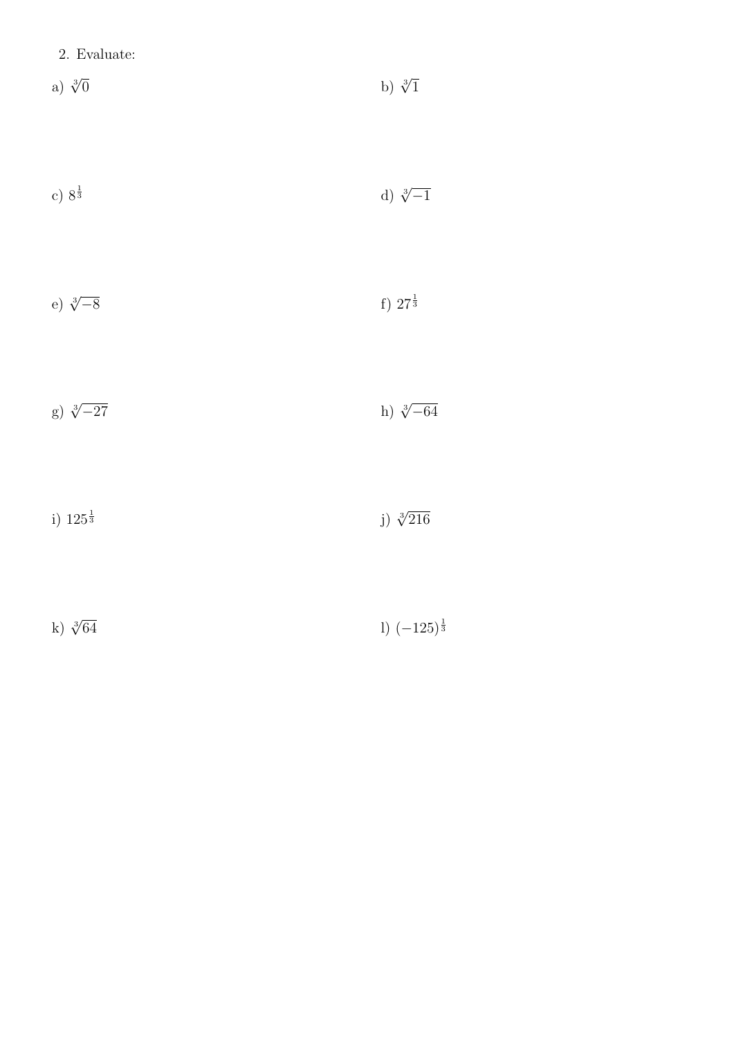2. Evaluate:

a) $\sqrt[3]{0}$

b) $\sqrt[3]{1}$

c) $8^{\frac{1}{3}}$

d) $\sqrt[3]{-1}$

e) $\sqrt[3]{-8}$

f) $27^{\frac{1}{3}}$

g) $\sqrt[3]{-27}$

h) $\sqrt[3]{-64}$

i) $125^{\frac{1}{3}}$

j) $\sqrt[3]{216}$

k) $\sqrt[3]{64}$

l) $(-125)^{\frac{1}{3}}$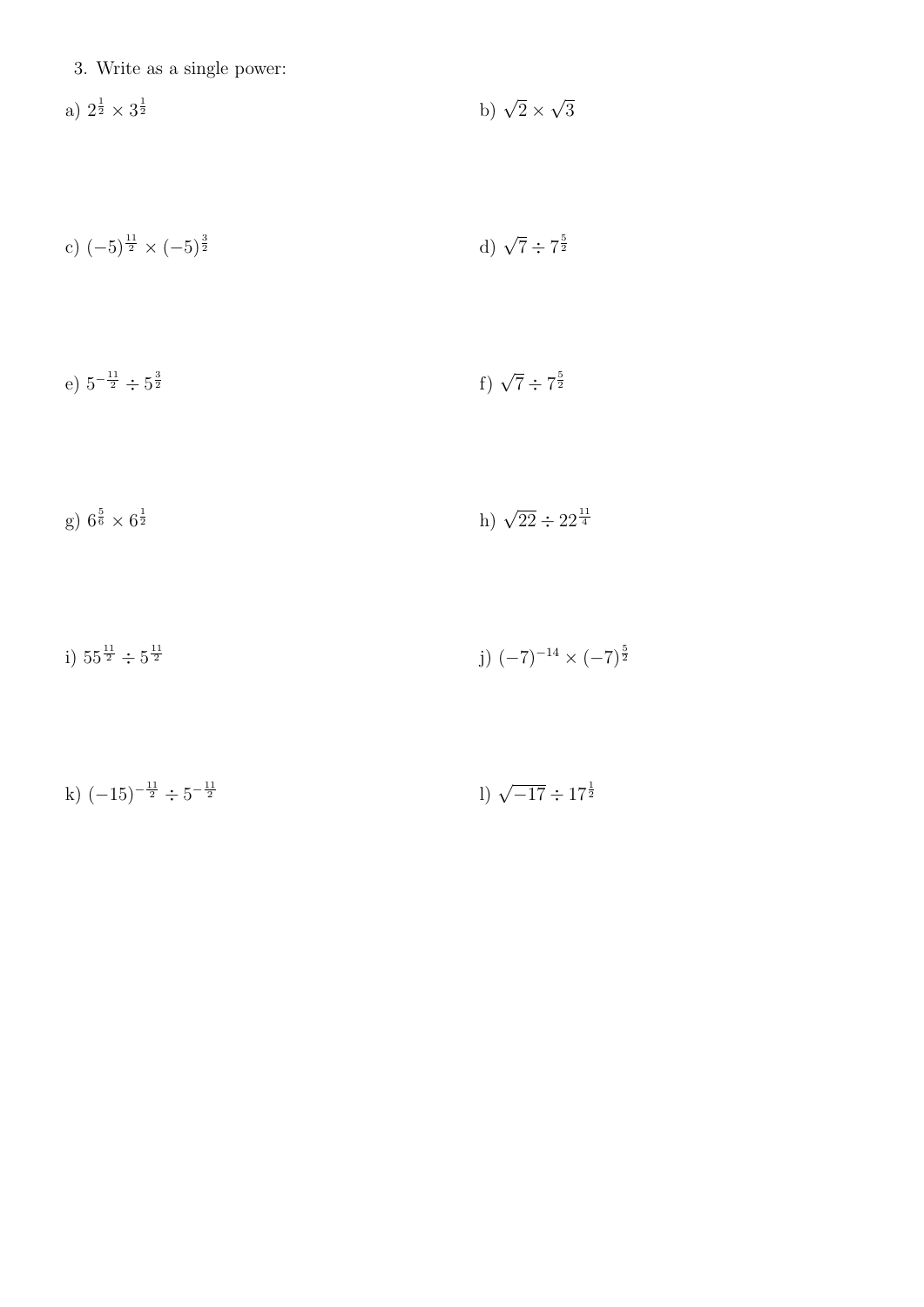3. Write as a single power:

a) $2^{\frac{1}{2}} \times 3^{\frac{1}{2}}$

b) $\sqrt{2} \times \sqrt{3}$

c) $(-5)^{\frac{11}{2}} \times (-5)^{\frac{3}{2}}$

d) $\sqrt{7} \div 7^{\frac{5}{2}}$

e) $5^{-\frac{11}{2}} \div 5^{\frac{3}{2}}$

f) $\sqrt{7} \div 7^{\frac{5}{2}}$

g) $6^{\frac{5}{6}} \times 6^{\frac{1}{2}}$

h) $\sqrt{22} \div 22^{\frac{11}{4}}$

i) $55^{\frac{11}{2}} \div 5^{\frac{11}{2}}$

j) $(-7)^{-14} \times (-7)^{\frac{5}{2}}$

k) $(-15)^{-\frac{11}{2}} \div 5^{-\frac{11}{2}}$

l) $\sqrt{-17} \div 17^{\frac{1}{2}}$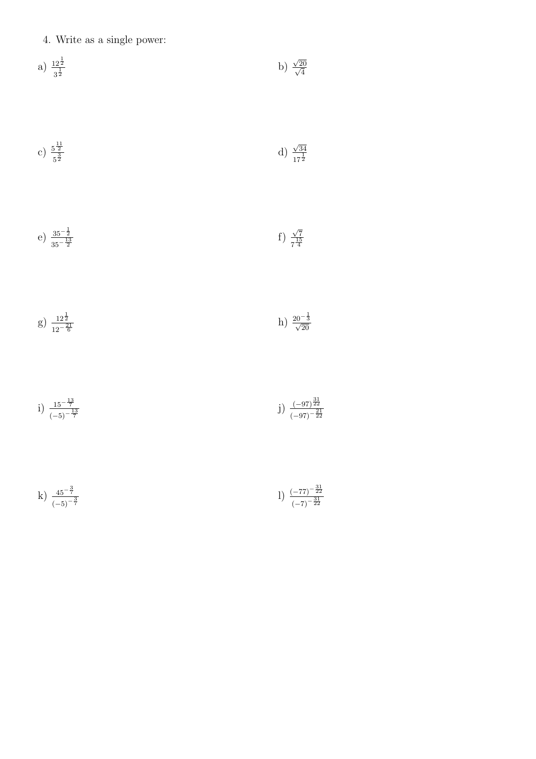4. Write as a single power:

a) $\frac{12^{\frac{1}{2}}}{3^{\frac{1}{2}}}$

b) $\frac{\sqrt{20}}{\sqrt{4}}$

c) $\frac{5^{\frac{11}{2}}}{5^{\frac{3}{2}}}$

d) $\frac{\sqrt{34}}{17^{\frac{1}{2}}}$

e) $\frac{35^{-\frac{1}{2}}}{35^{-\frac{13}{2}}}$

f) $\frac{\sqrt{7}}{7^{\frac{15}{4}}}$

g) $\frac{12^{\frac{1}{2}}}{12^{-\frac{21}{6}}}$

h) $\frac{20^{-\frac{1}{3}}}{\sqrt{20}}$

i) $\frac{15^{-\frac{13}{7}}}{(-5)^{-\frac{13}{7}}}$

j) $\frac{(-97)^{\frac{31}{22}}}{(-97)^{-\frac{21}{22}}}$

k) $\frac{45^{-\frac{3}{7}}}{(-5)^{-\frac{3}{7}}}$

l) $\frac{(-77)^{-\frac{31}{22}}}{(-7)^{-\frac{31}{22}}}$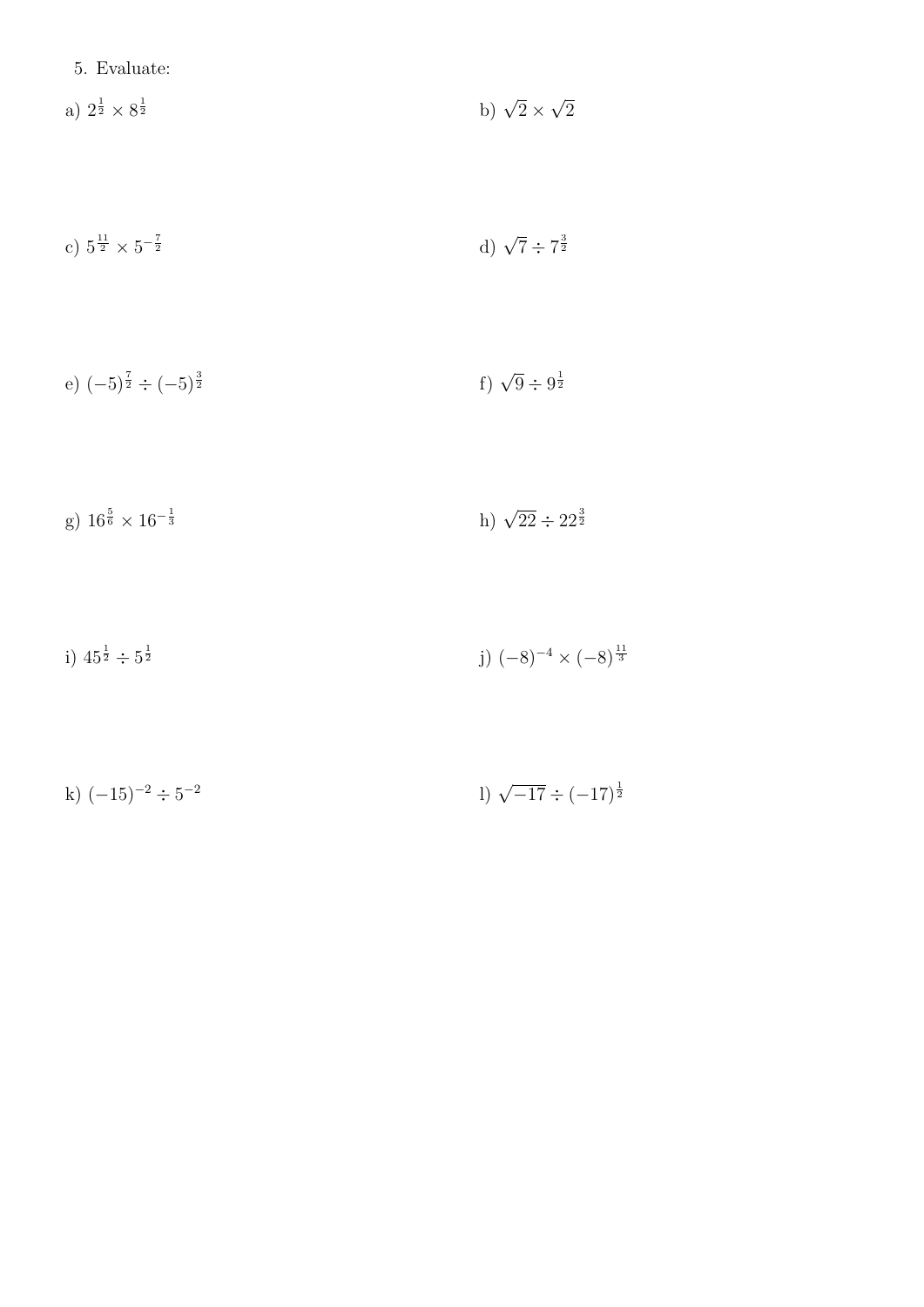5. Evaluate:

a) $2^{\frac{1}{2}} \times 8^{\frac{1}{2}}$

b) $\sqrt{2} \times \sqrt{2}$

c) $5^{\frac{11}{2}} \times 5^{-\frac{7}{2}}$

d) $\sqrt{7} \div 7^{\frac{3}{2}}$

e) $(-5)^{\frac{7}{2}} \div (-5)^{\frac{3}{2}}$

f) $\sqrt{9} \div 9^{\frac{1}{2}}$

g) $16^{\frac{5}{6}} \times 16^{-\frac{1}{3}}$

h) $\sqrt{22} \div 22^{\frac{3}{2}}$

i) $45^{\frac{1}{2}} \div 5^{\frac{1}{2}}$

j) $(-8)^{-4} \times (-8)^{\frac{11}{3}}$

k) $(-15)^{-2} \div 5^{-2}$

l) $\sqrt{-17} \div (-17)^{\frac{1}{2}}$